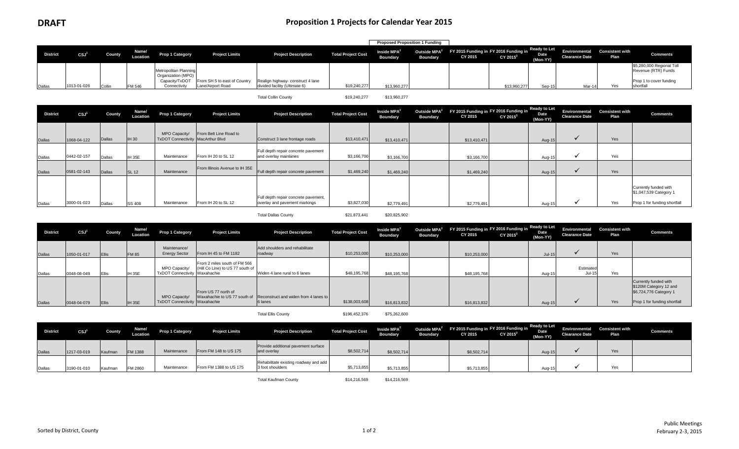**DRAFT**

# Proposition 1 Projects for Calendar Year 2015

| District | CSJ[1] | County | Name/ Location | Prop 1 Category | Project Limits | Project Description | Total Project Cost | Proposed Proposition 1 Funding | | FY 2015 Funding in CY 2015 | FY 2016 Funding in CY 2015[3] | Ready to Let Date (Mon-YY) | Environmental Clearance Date | Consistent with Plan | Comments |
|---|---|---|---|---|---|---|---|---|---|---|---|---|---|---|---|
| | | | | | | | | Inside MPA[2] Boundary | Outside MPA[2] Boundary | | | | | | |
| Dallas | 1013-01-026 | Collin | FM 546 | Metropolitan Planning Organization (MPO) Capacity/TxDOT Connectivity | From SH 5 to east of Country Lane/Airport Road | Realign highway- construct 4 lane divided facility (Ultimate 6) | $19,240,277 | $13,960,277 | | | $13,960,277 | Sep-15 | Mar-14 | Yes | $5,280,000 Regional Toll Revenue (RTR) Funds Prop 1 to cover funding shortfall |
| | | | | | | Total Collin County | $19,240,277 | $13,960,277 | | | | | | | |
| Dallas | 1068-04-122 | Dallas | IH 30 | MPO Capacity/ TxDOT Connectivity | From Belt Line Road to MacArthur Blvd | Construct 3 lane frontage roads | $13,410,471 | $13,410,471 | | $13,410,471 | | Aug-15 | ✓ | Yes | |
| Dallas | 0442-02-157 | Dallas | IH 35E | Maintenance | From IH 20 to SL 12 | Full depth repair concrete pavement and overlay mainlanes | $3,166,700 | $3,166,700 | | $3,166,700 | | Aug-15 | ✓ | Yes | |
| Dallas | 0581-02-143 | Dallas | SL 12 | Maintenance | From Illinois Avenue to IH 35E | Full depth repair concrete pavement | $1,469,240 | $1,469,240 | | $1,469,240 | | Aug-15 | ✓ | Yes | |
| Dallas | 3000-01-023 | Dallas | SS 408 | Maintenance | From IH 20 to SL 12 | Full depth repair concrete pavement, overlay and pavement markings | $3,827,030 | $2,779,491 | | $2,779,491 | | Aug-15 | ✓ | Yes | Currently funded with $1,047,539 Category 1 Prop 1 for funding shortfall |
| | | | | | | Total Dallas County | $21,873,441 | $20,825,902 | | | | | | | |
| Dallas | 1050-01-017 | Ellis | FM 85 | Maintenance/ Energy Sector | From IH 45 to FM 1182 | Add shoulders and rehabilitate roadway | $10,253,000 | $10,253,000 | | $10,253,000 | | Jul-15 | ✓ | Yes | |
| Dallas | 0048-08-049 | Ellis | IH 35E | MPO Capacity/ TxDOT Connectivity | From 2 miles south of FM 566 (Hill Co Line) to US 77 south of Waxahachie | Widen 4 lane rural to 6 lanes | $48,195,768 | $48,195,768 | | $48,195,768 | | Aug-15 | Estimated Jul-15 | Yes | |
| Dallas | 0048-04-079 | Ellis | IH 35E | MPO Capacity/ TxDOT Connectivity | From US 77 north of Waxahachie to US 77 south of Waxahachie | Reconstruct and widen from 4 lanes to 6 lanes | $138,003,608 | $16,813,832 | | $16,813,832 | | Aug-15 | ✓ | Yes | Currently funded with $120M Category 12 and $6,724,776 Category 1 Prop 1 for funding shortfall |
| | | | | | | Total Ellis County | $196,452,376 | $75,262,600 | | | | | | | |
| Dallas | 1217-03-019 | Kaufman | FM 1388 | Maintenance | From FM 148 to US 175 | Provide additional pavement surface and overlay | $8,502,714 | $8,502,714 | | $8,502,714 | | Aug-15 | ✓ | Yes | |
| Dallas | 3190-01-010 | Kaufman | FM 2860 | Maintenance | From FM 1388 to US 175 | Rehabilitate existing roadway and add 3 foot shoulders | $5,713,855 | $5,713,855 | | $5,713,855 | | Aug-15 | ✓ | Yes | |
| | | | | | | Total Kaufman County | $14,216,569 | $14,216,569 | | | | | | | |

Sorted by District, County

Public Meetings
February 2-3, 2015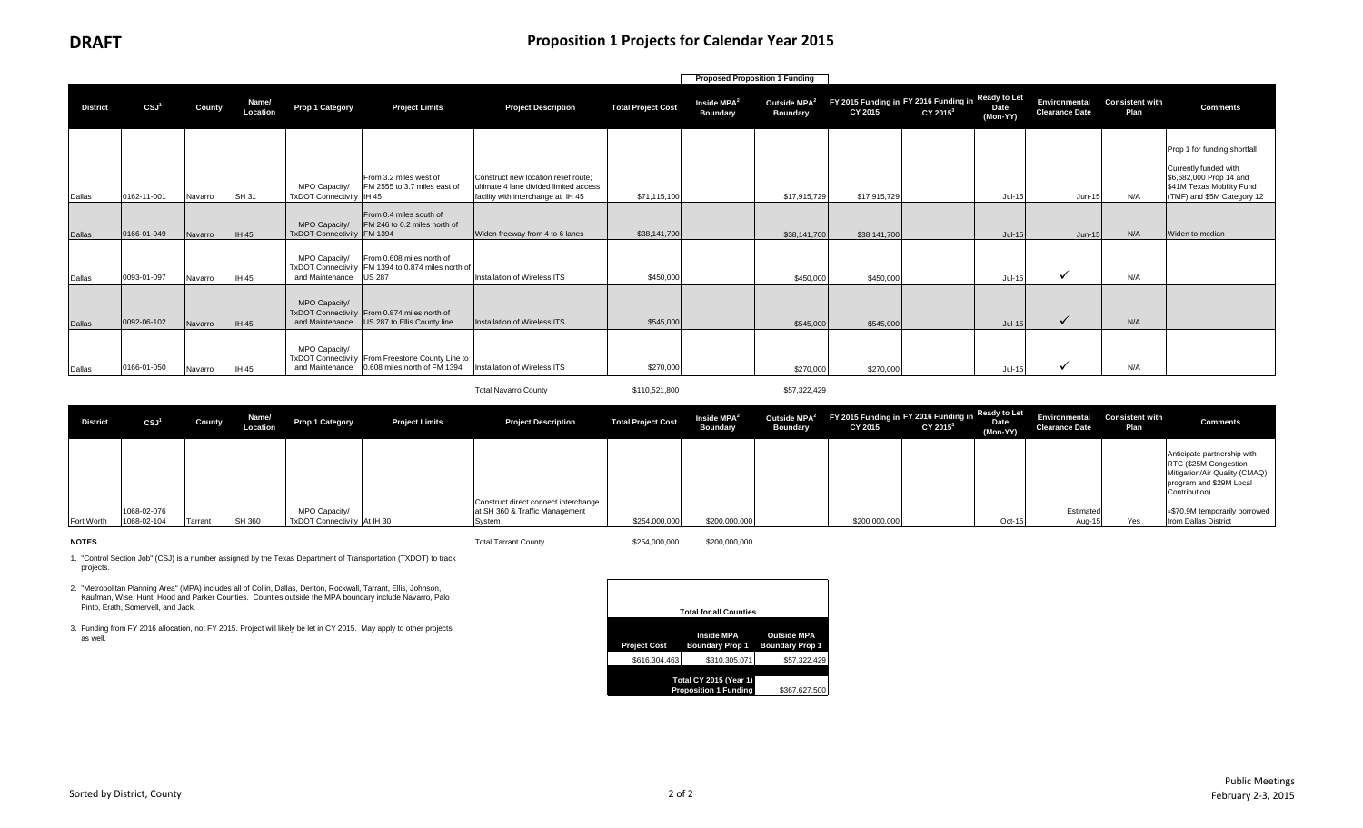**DRAFT**

# Proposition 1 Projects for Calendar Year 2015

| District | CSJ[1] | County | Name/ Location | Prop 1 Category | Project Limits | Project Description | Total Project Cost | Proposed Proposition 1 Funding: Inside MPA[2] Boundary | Proposed Proposition 1 Funding: Outside MPA[2] Boundary | FY 2015 Funding in CY 2015 | FY 2016 Funding in CY 2015[3] | Ready to Let Date (Mon-YY) | Environmental Clearance Date | Consistent with Plan | Comments |
|---|---|---|---|---|---|---|---|---|---|---|---|---|---|---|---|
| Dallas | 0162-11-001 | Navarro | SH 31 | MPO Capacity/ TxDOT Connectivity | From 3.2 miles west of FM 2555 to 3.7 miles east of IH 45 | Construct new location relief route; ultimate 4 lane divided limited access facility with interchange at IH 45 | $71,115,100 | | $17,915,729 | $17,915,729 | | Jul-15 | Jun-15 | N/A | Prop 1 for funding shortfall<br><br>Currently funded with $6,682,000 Prop 14 and $41M Texas Mobility Fund (TMF) and $5M Category 12 |
| Dallas | 0166-01-049 | Navarro | IH 45 | MPO Capacity/ TxDOT Connectivity | From 0.4 miles south of FM 246 to 0.2 miles north of FM 1394 | Widen freeway from 4 to 6 lanes | $38,141,700 | | $38,141,700 | $38,141,700 | | Jul-15 | Jun-15 | N/A | Widen to median |
| Dallas | 0093-01-097 | Navarro | IH 45 | MPO Capacity/ TxDOT Connectivity and Maintenance | From 0.608 miles north of FM 1394 to 0.874 miles north of US 287 | Installation of Wireless ITS | $450,000 | | $450,000 | $450,000 | | Jul-15 | ✓ | N/A | |
| Dallas | 0092-06-102 | Navarro | IH 45 | MPO Capacity/ TxDOT Connectivity and Maintenance | From 0.874 miles north of US 287 to Ellis County line | Installation of Wireless ITS | $545,000 | | $545,000 | $545,000 | | Jul-15 | ✓ | N/A | |
| Dallas | 0166-01-050 | Navarro | IH 45 | MPO Capacity/ TxDOT Connectivity and Maintenance | From Freestone County Line to 0.608 miles north of FM 1394 | Installation of Wireless ITS | $270,000 | | $270,000 | $270,000 | | Jul-15 | ✓ | N/A | |
| | | | | | | Total Navarro County | $110,521,800 | | $57,322,429 | | | | | | |

| District | CSJ[1] | County | Name/ Location | Prop 1 Category | Project Limits | Project Description | Total Project Cost | Inside MPA[2] Boundary | Outside MPA[2] Boundary | FY 2015 Funding in CY 2015 | FY 2016 Funding in CY 2015[3] | Ready to Let Date (Mon-YY) | Environmental Clearance Date | Consistent with Plan | Comments |
|---|---|---|---|---|---|---|---|---|---|---|---|---|---|---|---|
| Fort Worth | 1068-02-076<br>1068-02-104 | Tarrant | SH 360 | MPO Capacity/ TxDOT Connectivity | At IH 30 | Construct direct connect interchange at SH 360 & Traffic Management System | $254,000,000 | $200,000,000 | | $200,000,000 | | Oct-15 | Estimated Aug-15 | Yes | Anticipate partnership with RTC ($25M Congestion Mitigation/Air Quality (CMAQ) program and $29M Local Contribution)<br><br>≈$70.9M temporarily borrowed from Dallas District |
| | | | | | | Total Tarrant County | $254,000,000 | $200,000,000 | | | | | | | |

**NOTES**

1. "Control Section Job" (CSJ) is a number assigned by the Texas Department of Transportation (TXDOT) to track projects.
2. "Metropolitan Planning Area" (MPA) includes all of Collin, Dallas, Denton, Rockwall, Tarrant, Ellis, Johnson, Kaufman, Wise, Hunt, Hood and Parker Counties. Counties outside the MPA boundary include Navarro, Palo Pinto, Erath, Somervell, and Jack.
3. Funding from FY 2016 allocation, not FY 2015. Project will likely be let in CY 2015. May apply to other projects as well.

| Total for all Counties | | |
|---|---|---|
| Project Cost | Inside MPA Boundary Prop 1 | Outside MPA Boundary Prop 1 |
| $616,304,463 | $310,305,071 | $57,322,429 |
| | Total CY 2015 (Year 1) Proposition 1 Funding | $367,627,500 |

Sorted by District, County

Public Meetings
February 2-3, 2015